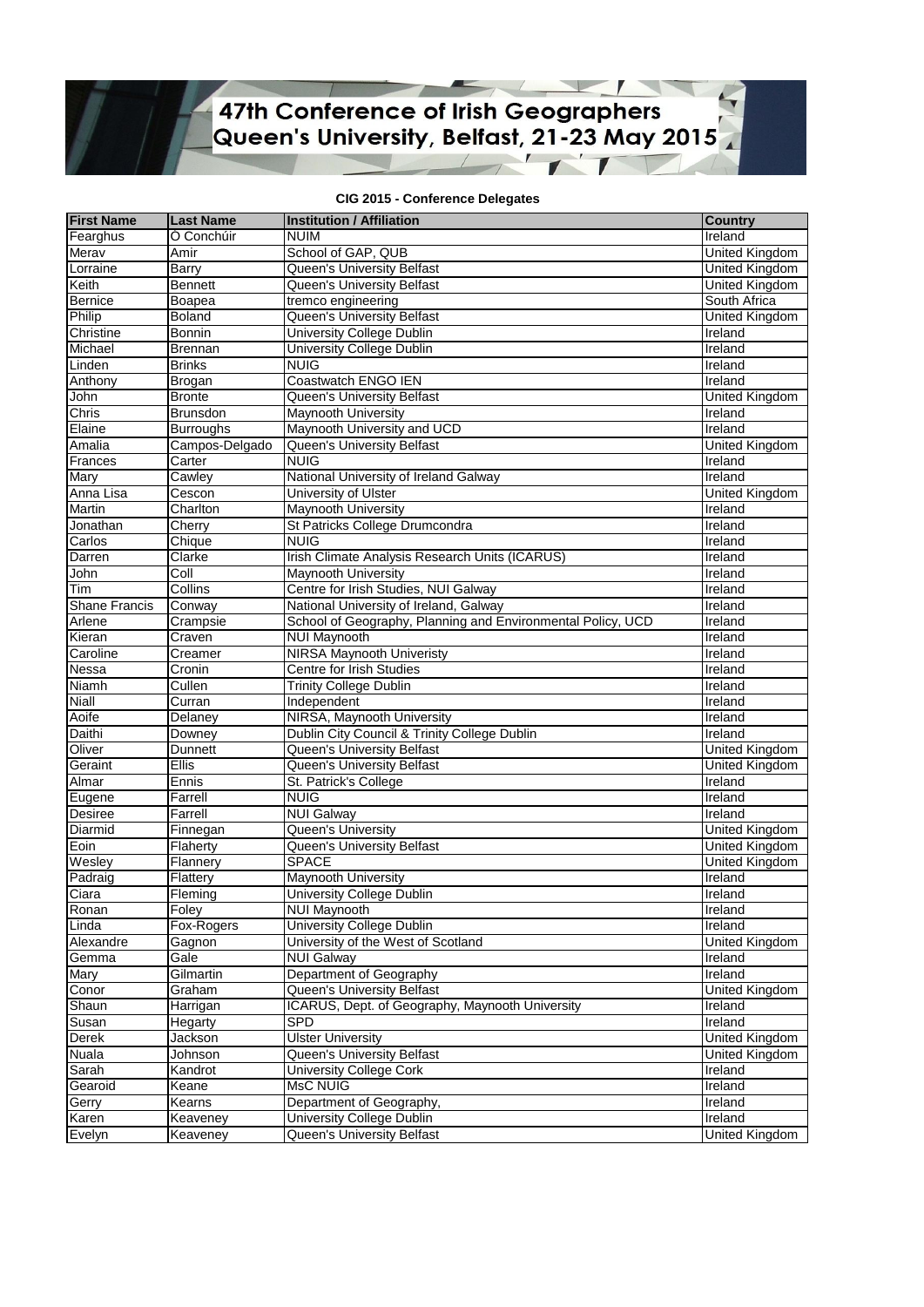# 47th Conference of Irish Geographers
## Queen's University, Belfast, 21-23 May 2015

**CIG 2015 - Conference Delegates**

| First Name | Last Name | Institution / Affiliation | Country |
|---|---|---|---|
| Fearghus | Ó Conchúir | NUIM | Ireland |
| Merav | Amir | School of GAP, QUB | United Kingdom |
| Lorraine | Barry | Queen's University Belfast | United Kingdom |
| Keith | Bennett | Queen's University Belfast | United Kingdom |
| Bernice | Boapea | tremco engineering | South Africa |
| Philip | Boland | Queen's University Belfast | United Kingdom |
| Christine | Bonnin | University College Dublin | Ireland |
| Michael | Brennan | University College Dublin | Ireland |
| Linden | Brinks | NUIG | Ireland |
| Anthony | Brogan | Coastwatch ENGO IEN | Ireland |
| John | Bronte | Queen's University Belfast | United Kingdom |
| Chris | Brunsdon | Maynooth University | Ireland |
| Elaine | Burroughs | Maynooth University and UCD | Ireland |
| Amalia | Campos-Delgado | Queen's University Belfast | United Kingdom |
| Frances | Carter | NUIG | Ireland |
| Mary | Cawley | National University of Ireland Galway | Ireland |
| Anna Lisa | Cescon | University of Ulster | United Kingdom |
| Martin | Charlton | Maynooth University | Ireland |
| Jonathan | Cherry | St Patricks College Drumcondra | Ireland |
| Carlos | Chique | NUIG | Ireland |
| Darren | Clarke | Irish Climate Analysis Research Units (ICARUS) | Ireland |
| John | Coll | Maynooth University | Ireland |
| Tim | Collins | Centre for Irish Studies, NUI Galway | Ireland |
| Shane Francis | Conway | National University of Ireland, Galway | Ireland |
| Arlene | Crampsie | School of Geography, Planning and Environmental Policy, UCD | Ireland |
| Kieran | Craven | NUI Maynooth | Ireland |
| Caroline | Creamer | NIRSA Maynooth Univeristy | Ireland |
| Nessa | Cronin | Centre for Irish Studies | Ireland |
| Niamh | Cullen | Trinity College Dublin | Ireland |
| Niall | Curran | Independent | Ireland |
| Aoife | Delaney | NIRSA, Maynooth University | Ireland |
| Daithi | Downey | Dublin City Council & Trinity College Dublin | Ireland |
| Oliver | Dunnett | Queen's University Belfast | United Kingdom |
| Geraint | Ellis | Queen's University Belfast | United Kingdom |
| Almar | Ennis | St. Patrick's College | Ireland |
| Eugene | Farrell | NUIG | Ireland |
| Desiree | Farrell | NUI Galway | Ireland |
| Diarmid | Finnegan | Queen's University | United Kingdom |
| Eoin | Flaherty | Queen's University Belfast | United Kingdom |
| Wesley | Flannery | SPACE | United Kingdom |
| Padraig | Flattery | Maynooth University | Ireland |
| Ciara | Fleming | University College Dublin | Ireland |
| Ronan | Foley | NUI Maynooth | Ireland |
| Linda | Fox-Rogers | University College Dublin | Ireland |
| Alexandre | Gagnon | University of the West of Scotland | United Kingdom |
| Gemma | Gale | NUI Galway | Ireland |
| Mary | Gilmartin | Department of Geography | Ireland |
| Conor | Graham | Queen's University Belfast | United Kingdom |
| Shaun | Harrigan | ICARUS, Dept. of Geography, Maynooth University | Ireland |
| Susan | Hegarty | SPD | Ireland |
| Derek | Jackson | Ulster University | United Kingdom |
| Nuala | Johnson | Queen's University Belfast | United Kingdom |
| Sarah | Kandrot | University College Cork | Ireland |
| Gearoid | Keane | MsC NUIG | Ireland |
| Gerry | Kearns | Department of Geography, | Ireland |
| Karen | Keaveney | University College Dublin | Ireland |
| Evelyn | Keaveney | Queen's University Belfast | United Kingdom |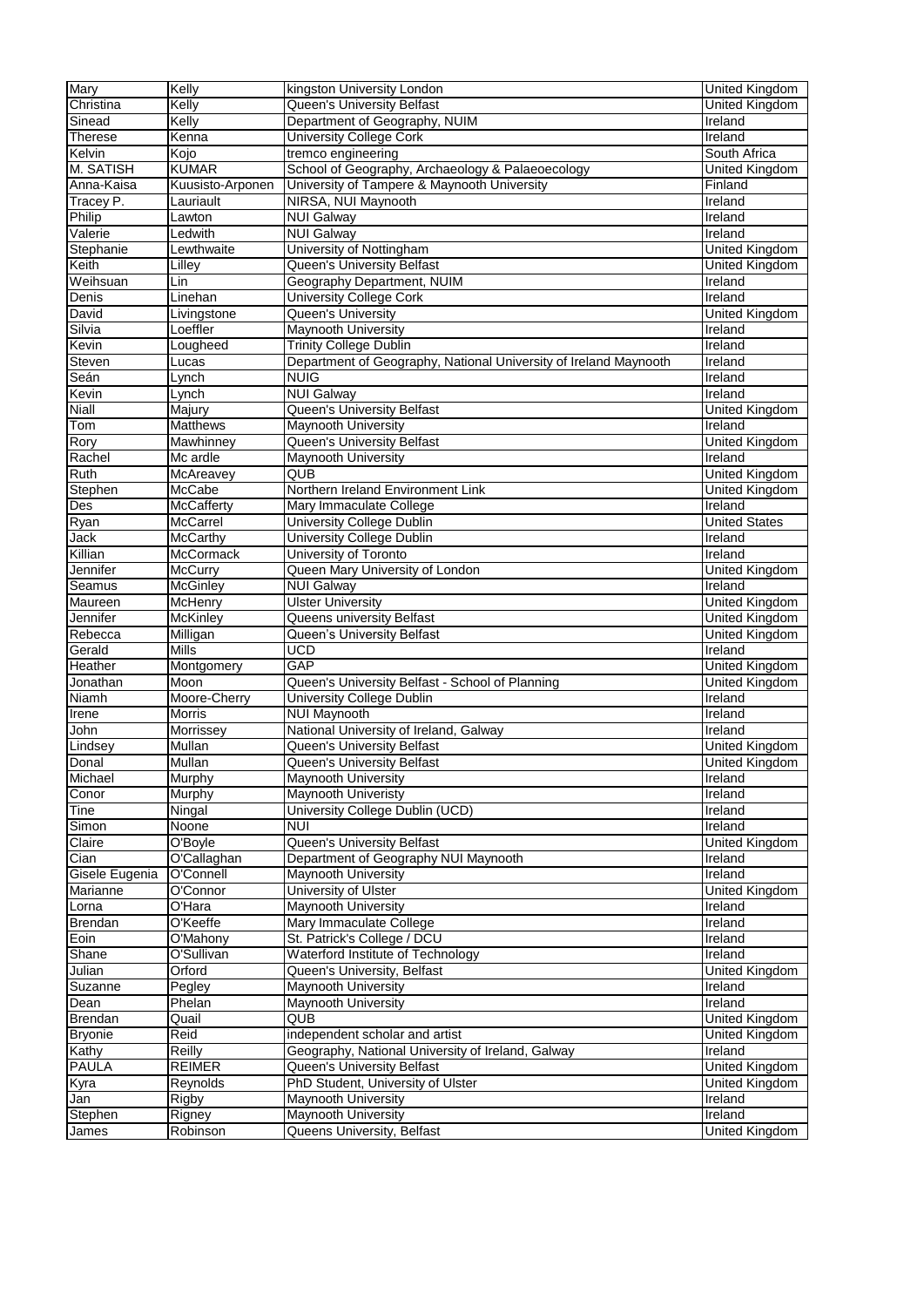| Mary | Kelly | kingston University London | United Kingdom |
|---|---|---|---|
| Christina | Kelly | Queen's University Belfast | United Kingdom |
| Sinead | Kelly | Department of Geography, NUIM | Ireland |
| Therese | Kenna | University College Cork | Ireland |
| Kelvin | Kojo | tremco engineering | South Africa |
| M. SATISH | KUMAR | School of Geography, Archaeology & Palaeoecology | United Kingdom |
| Anna-Kaisa | Kuusisto-Arponen | University of Tampere & Maynooth University | Finland |
| Tracey P. | Lauriault | NIRSA, NUI Maynooth | Ireland |
| Philip | Lawton | NUI Galway | Ireland |
| Valerie | Ledwith | NUI Galway | Ireland |
| Stephanie | Lewthwaite | University of Nottingham | United Kingdom |
| Keith | Lilley | Queen's University Belfast | United Kingdom |
| Weihsuan | Lin | Geography Department, NUIM | Ireland |
| Denis | Linehan | University College Cork | Ireland |
| David | Livingstone | Queen's University | United Kingdom |
| Silvia | Loeffler | Maynooth University | Ireland |
| Kevin | Lougheed | Trinity College Dublin | Ireland |
| Steven | Lucas | Department of Geography, National University of Ireland Maynooth | Ireland |
| Seán | Lynch | NUIG | Ireland |
| Kevin | Lynch | NUI Galway | Ireland |
| Niall | Majury | Queen's University Belfast | United Kingdom |
| Tom | Matthews | Maynooth University | Ireland |
| Rory | Mawhinney | Queen's University Belfast | United Kingdom |
| Rachel | Mc ardle | Maynooth University | Ireland |
| Ruth | McAreavey | QUB | United Kingdom |
| Stephen | McCabe | Northern Ireland Environment Link | United Kingdom |
| Des | McCafferty | Mary Immaculate College | Ireland |
| Ryan | McCarrel | University College Dublin | United States |
| Jack | McCarthy | University College Dublin | Ireland |
| Killian | McCormack | University of Toronto | Ireland |
| Jennifer | McCurry | Queen Mary University of London | United Kingdom |
| Seamus | McGinley | NUI Galway | Ireland |
| Maureen | McHenry | Ulster University | United Kingdom |
| Jennifer | McKinley | Queens university Belfast | United Kingdom |
| Rebecca | Milligan | Queen's University Belfast | United Kingdom |
| Gerald | Mills | UCD | Ireland |
| Heather | Montgomery | GAP | United Kingdom |
| Jonathan | Moon | Queen's University Belfast - School of Planning | United Kingdom |
| Niamh | Moore-Cherry | University College Dublin | Ireland |
| Irene | Morris | NUI Maynooth | Ireland |
| John | Morrissey | National University of Ireland, Galway | Ireland |
| Lindsey | Mullan | Queen's University Belfast | United Kingdom |
| Donal | Mullan | Queen's University Belfast | United Kingdom |
| Michael | Murphy | Maynooth University | Ireland |
| Conor | Murphy | Maynooth Univeristy | Ireland |
| Tine | Ningal | University College Dublin (UCD) | Ireland |
| Simon | Noone | NUI | Ireland |
| Claire | O'Boyle | Queen's University Belfast | United Kingdom |
| Cian | O'Callaghan | Department of Geography NUI Maynooth | Ireland |
| Gisele Eugenia | O'Connell | Maynooth University | Ireland |
| Marianne | O'Connor | University of Ulster | United Kingdom |
| Lorna | O'Hara | Maynooth University | Ireland |
| Brendan | O'Keeffe | Mary Immaculate College | Ireland |
| Eoin | O'Mahony | St. Patrick's College / DCU | Ireland |
| Shane | O'Sullivan | Waterford Institute of Technology | Ireland |
| Julian | Orford | Queen's University, Belfast | United Kingdom |
| Suzanne | Pegley | Maynooth University | Ireland |
| Dean | Phelan | Maynooth University | Ireland |
| Brendan | Quail | QUB | United Kingdom |
| Bryonie | Reid | independent scholar and artist | United Kingdom |
| Kathy | Reilly | Geography, National University of Ireland, Galway | Ireland |
| PAULA | REIMER | Queen's University Belfast | United Kingdom |
| Kyra | Reynolds | PhD Student, University of Ulster | United Kingdom |
| Jan | Rigby | Maynooth University | Ireland |
| Stephen | Rigney | Maynooth University | Ireland |
| James | Robinson | Queens University, Belfast | United Kingdom |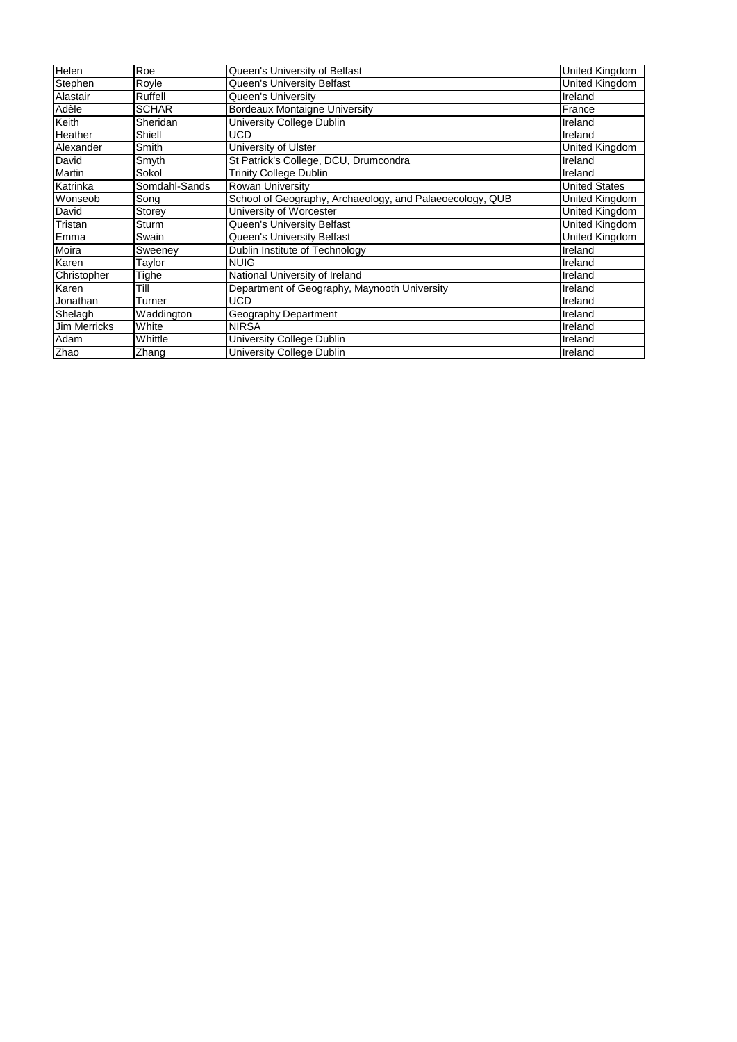| | | | |
|---|---|---|---|
| Helen | Roe | Queen's University of Belfast | United Kingdom |
| Stephen | Royle | Queen's University Belfast | United Kingdom |
| Alastair | Ruffell | Queen's University | Ireland |
| Adèle | SCHAR | Bordeaux Montaigne University | France |
| Keith | Sheridan | University College Dublin | Ireland |
| Heather | Shiell | UCD | Ireland |
| Alexander | Smith | University of Ulster | United Kingdom |
| David | Smyth | St Patrick's College, DCU, Drumcondra | Ireland |
| Martin | Sokol | Trinity College Dublin | Ireland |
| Katrinka | Somdahl-Sands | Rowan University | United States |
| Wonseob | Song | School of Geography, Archaeology, and Palaeoecology, QUB | United Kingdom |
| David | Storey | University of Worcester | United Kingdom |
| Tristan | Sturm | Queen's University Belfast | United Kingdom |
| Emma | Swain | Queen's University Belfast | United Kingdom |
| Moira | Sweeney | Dublin Institute of Technology | Ireland |
| Karen | Taylor | NUIG | Ireland |
| Christopher | Tighe | National University of Ireland | Ireland |
| Karen | Till | Department of Geography, Maynooth University | Ireland |
| Jonathan | Turner | UCD | Ireland |
| Shelagh | Waddington | Geography Department | Ireland |
| Jim Merricks | White | NIRSA | Ireland |
| Adam | Whittle | University College Dublin | Ireland |
| Zhao | Zhang | University College Dublin | Ireland |